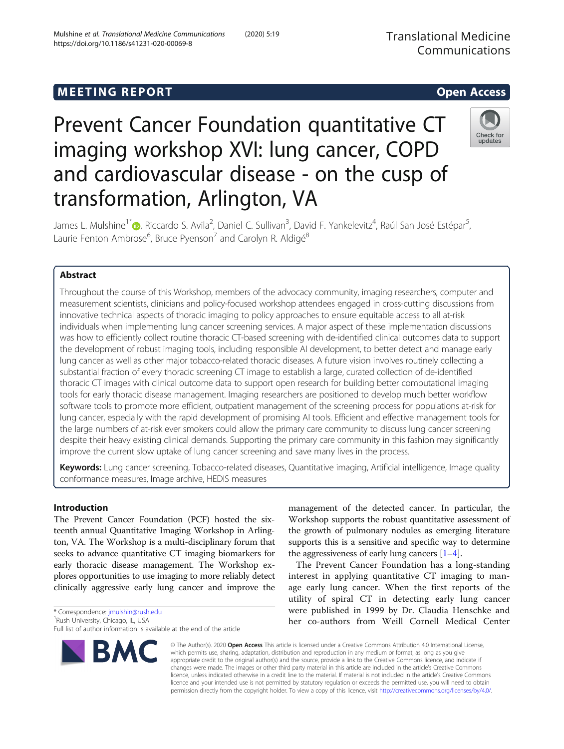MEETING REPORT

Open Access

# Prevent Cancer Foundation quantitative CT imaging workshop XVI: lung cancer, COPD and cardiovascular disease - on the cusp of transformation, Arlington, VA

James L. Mulshine[1*], Riccardo S. Avila[2], Daniel C. Sullivan[3], David F. Yankelevitz[4], Raúl San José Estépar[5], Laurie Fenton Ambrose[6], Bruce Pyenson[7] and Carolyn R. Aldigé[8]

## Abstract

Throughout the course of this Workshop, members of the advocacy community, imaging researchers, computer and measurement scientists, clinicians and policy-focused workshop attendees engaged in cross-cutting discussions from innovative technical aspects of thoracic imaging to policy approaches to ensure equitable access to all at-risk individuals when implementing lung cancer screening services. A major aspect of these implementation discussions was how to efficiently collect routine thoracic CT-based screening with de-identified clinical outcomes data to support the development of robust imaging tools, including responsible AI development, to better detect and manage early lung cancer as well as other major tobacco-related thoracic diseases. A future vision involves routinely collecting a substantial fraction of every thoracic screening CT image to establish a large, curated collection of de-identified thoracic CT images with clinical outcome data to support open research for building better computational imaging tools for early thoracic disease management. Imaging researchers are positioned to develop much better workflow software tools to promote more efficient, outpatient management of the screening process for populations at-risk for lung cancer, especially with the rapid development of promising AI tools. Efficient and effective management tools for the large numbers of at-risk ever smokers could allow the primary care community to discuss lung cancer screening despite their heavy existing clinical demands. Supporting the primary care community in this fashion may significantly improve the current slow uptake of lung cancer screening and save many lives in the process.

**Keywords:** Lung cancer screening, Tobacco-related diseases, Quantitative imaging, Artificial intelligence, Image quality conformance measures, Image archive, HEDIS measures

## Introduction

The Prevent Cancer Foundation (PCF) hosted the sixteenth annual Quantitative Imaging Workshop in Arlington, VA. The Workshop is a multi-disciplinary forum that seeks to advance quantitative CT imaging biomarkers for early thoracic disease management. The Workshop explores opportunities to use imaging to more reliably detect clinically aggressive early lung cancer and improve the management of the detected cancer. In particular, the Workshop supports the robust quantitative assessment of the growth of pulmonary nodules as emerging literature supports this is a sensitive and specific way to determine the aggressiveness of early lung cancers [1–4].

The Prevent Cancer Foundation has a long-standing interest in applying quantitative CT imaging to manage early lung cancer. When the first reports of the utility of spiral CT in detecting early lung cancer were published in 1999 by Dr. Claudia Henschke and her co-authors from Weill Cornell Medical Center

* Correspondence: jmulshin@rush.edu
[1]Rush University, Chicago, IL, USA
Full list of author information is available at the end of the article

© The Author(s). 2020 **Open Access** This article is licensed under a Creative Commons Attribution 4.0 International License, which permits use, sharing, adaptation, distribution and reproduction in any medium or format, as long as you give appropriate credit to the original author(s) and the source, provide a link to the Creative Commons licence, and indicate if changes were made. The images or other third party material in this article are included in the article's Creative Commons licence, unless indicated otherwise in a credit line to the material. If material is not included in the article's Creative Commons licence and your intended use is not permitted by statutory regulation or exceeds the permitted use, you will need to obtain permission directly from the copyright holder. To view a copy of this licence, visit http://creativecommons.org/licenses/by/4.0/.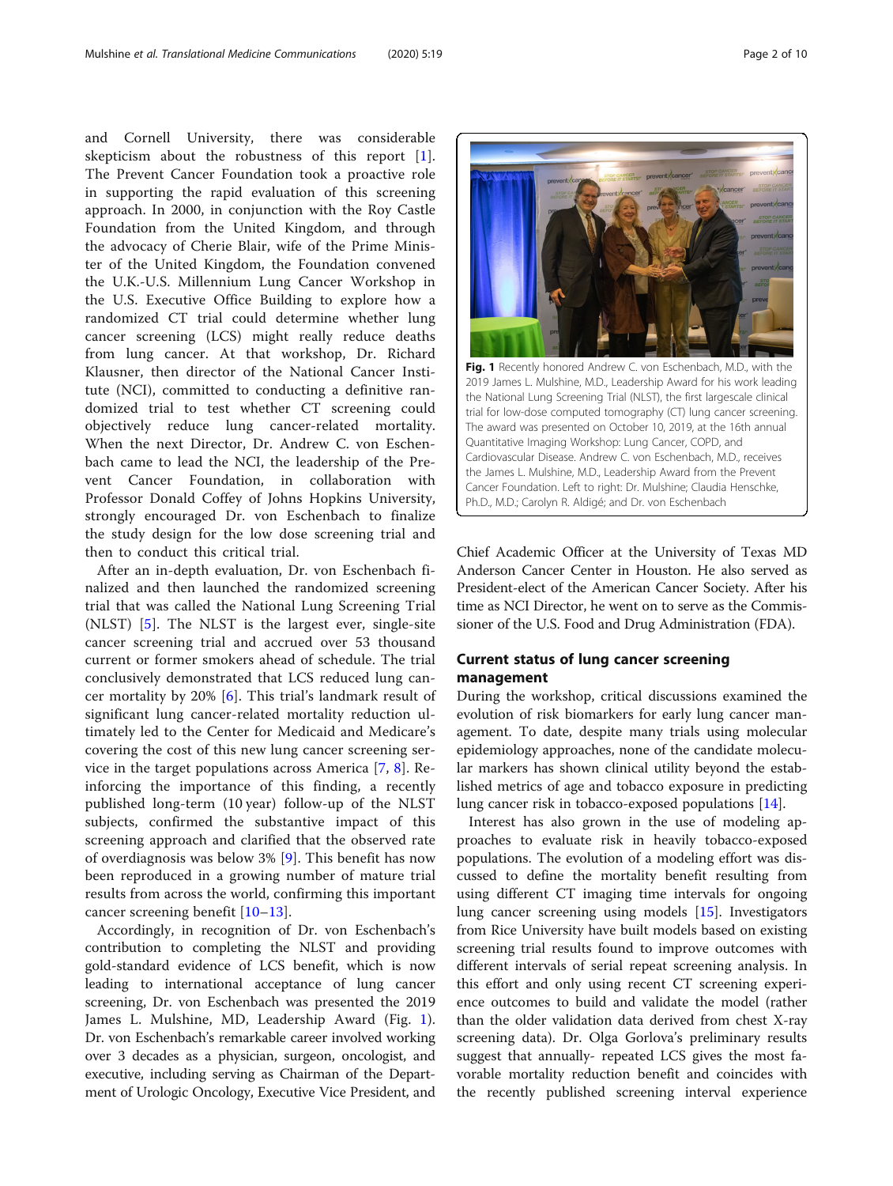and Cornell University, there was considerable skepticism about the robustness of this report [1]. The Prevent Cancer Foundation took a proactive role in supporting the rapid evaluation of this screening approach. In 2000, in conjunction with the Roy Castle Foundation from the United Kingdom, and through the advocacy of Cherie Blair, wife of the Prime Minister of the United Kingdom, the Foundation convened the U.K.-U.S. Millennium Lung Cancer Workshop in the U.S. Executive Office Building to explore how a randomized CT trial could determine whether lung cancer screening (LCS) might really reduce deaths from lung cancer. At that workshop, Dr. Richard Klausner, then director of the National Cancer Institute (NCI), committed to conducting a definitive randomized trial to test whether CT screening could objectively reduce lung cancer-related mortality. When the next Director, Dr. Andrew C. von Eschenbach came to lead the NCI, the leadership of the Prevent Cancer Foundation, in collaboration with Professor Donald Coffey of Johns Hopkins University, strongly encouraged Dr. von Eschenbach to finalize the study design for the low dose screening trial and then to conduct this critical trial.

After an in-depth evaluation, Dr. von Eschenbach finalized and then launched the randomized screening trial that was called the National Lung Screening Trial (NLST) [5]. The NLST is the largest ever, single-site cancer screening trial and accrued over 53 thousand current or former smokers ahead of schedule. The trial conclusively demonstrated that LCS reduced lung cancer mortality by 20% [6]. This trial's landmark result of significant lung cancer-related mortality reduction ultimately led to the Center for Medicaid and Medicare's covering the cost of this new lung cancer screening service in the target populations across America [7, 8]. Reinforcing the importance of this finding, a recently published long-term (10 year) follow-up of the NLST subjects, confirmed the substantive impact of this screening approach and clarified that the observed rate of overdiagnosis was below 3% [9]. This benefit has now been reproduced in a growing number of mature trial results from across the world, confirming this important cancer screening benefit [10–13].

Accordingly, in recognition of Dr. von Eschenbach's contribution to completing the NLST and providing gold-standard evidence of LCS benefit, which is now leading to international acceptance of lung cancer screening, Dr. von Eschenbach was presented the 2019 James L. Mulshine, MD, Leadership Award (Fig. 1). Dr. von Eschenbach's remarkable career involved working over 3 decades as a physician, surgeon, oncologist, and executive, including serving as Chairman of the Department of Urologic Oncology, Executive Vice President, and Chief Academic Officer at the University of Texas MD Anderson Cancer Center in Houston. He also served as President-elect of the American Cancer Society. After his time as NCI Director, he went on to serve as the Commissioner of the U.S. Food and Drug Administration (FDA).

**Fig. 1** Recently honored Andrew C. von Eschenbach, M.D., with the 2019 James L. Mulshine, M.D., Leadership Award for his work leading the National Lung Screening Trial (NLST), the first largescale clinical trial for low-dose computed tomography (CT) lung cancer screening. The award was presented on October 10, 2019, at the 16th annual Quantitative Imaging Workshop: Lung Cancer, COPD, and Cardiovascular Disease. Andrew C. von Eschenbach, M.D., receives the James L. Mulshine, M.D., Leadership Award from the Prevent Cancer Foundation. Left to right: Dr. Mulshine; Claudia Henschke, Ph.D., M.D.; Carolyn R. Aldigé; and Dr. von Eschenbach

## Current status of lung cancer screening management

During the workshop, critical discussions examined the evolution of risk biomarkers for early lung cancer management. To date, despite many trials using molecular epidemiology approaches, none of the candidate molecular markers has shown clinical utility beyond the established metrics of age and tobacco exposure in predicting lung cancer risk in tobacco-exposed populations [14].

Interest has also grown in the use of modeling approaches to evaluate risk in heavily tobacco-exposed populations. The evolution of a modeling effort was discussed to define the mortality benefit resulting from using different CT imaging time intervals for ongoing lung cancer screening using models [15]. Investigators from Rice University have built models based on existing screening trial results found to improve outcomes with different intervals of serial repeat screening analysis. In this effort and only using recent CT screening experience outcomes to build and validate the model (rather than the older validation data derived from chest X-ray screening data). Dr. Olga Gorlova's preliminary results suggest that annually- repeated LCS gives the most favorable mortality reduction benefit and coincides with the recently published screening interval experience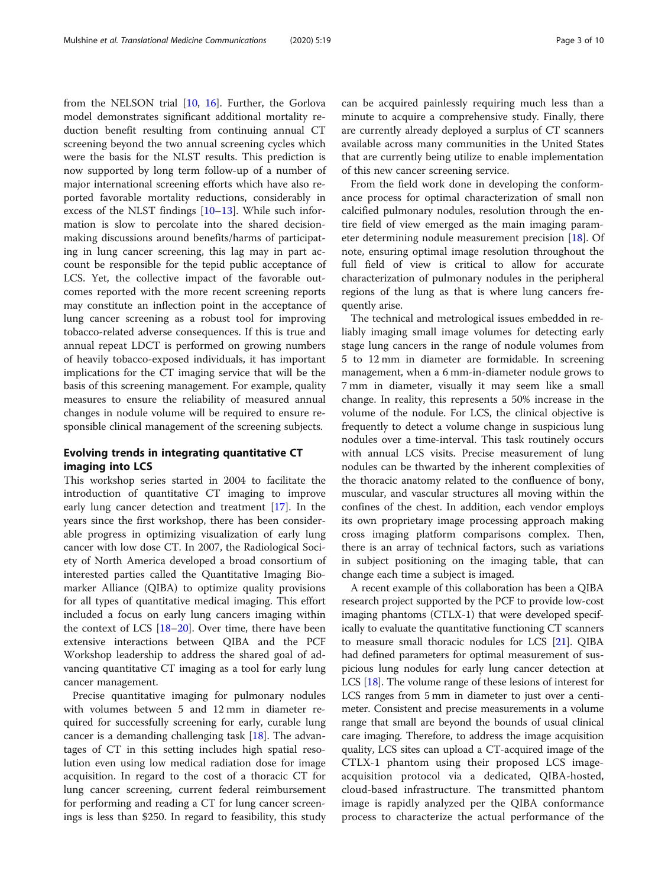from the NELSON trial [10, 16]. Further, the Gorlova model demonstrates significant additional mortality reduction benefit resulting from continuing annual CT screening beyond the two annual screening cycles which were the basis for the NLST results. This prediction is now supported by long term follow-up of a number of major international screening efforts which have also reported favorable mortality reductions, considerably in excess of the NLST findings [10–13]. While such information is slow to percolate into the shared decision-making discussions around benefits/harms of participating in lung cancer screening, this lag may in part account be responsible for the tepid public acceptance of LCS. Yet, the collective impact of the favorable outcomes reported with the more recent screening reports may constitute an inflection point in the acceptance of lung cancer screening as a robust tool for improving tobacco-related adverse consequences. If this is true and annual repeat LDCT is performed on growing numbers of heavily tobacco-exposed individuals, it has important implications for the CT imaging service that will be the basis of this screening management. For example, quality measures to ensure the reliability of measured annual changes in nodule volume will be required to ensure responsible clinical management of the screening subjects.

## Evolving trends in integrating quantitative CT imaging into LCS

This workshop series started in 2004 to facilitate the introduction of quantitative CT imaging to improve early lung cancer detection and treatment [17]. In the years since the first workshop, there has been considerable progress in optimizing visualization of early lung cancer with low dose CT. In 2007, the Radiological Society of North America developed a broad consortium of interested parties called the Quantitative Imaging Biomarker Alliance (QIBA) to optimize quality provisions for all types of quantitative medical imaging. This effort included a focus on early lung cancers imaging within the context of LCS [18–20]. Over time, there have been extensive interactions between QIBA and the PCF Workshop leadership to address the shared goal of advancing quantitative CT imaging as a tool for early lung cancer management.

Precise quantitative imaging for pulmonary nodules with volumes between 5 and 12 mm in diameter required for successfully screening for early, curable lung cancer is a demanding challenging task [18]. The advantages of CT in this setting includes high spatial resolution even using low medical radiation dose for image acquisition. In regard to the cost of a thoracic CT for lung cancer screening, current federal reimbursement for performing and reading a CT for lung cancer screenings is less than $250. In regard to feasibility, this study can be acquired painlessly requiring much less than a minute to acquire a comprehensive study. Finally, there are currently already deployed a surplus of CT scanners available across many communities in the United States that are currently being utilize to enable implementation of this new cancer screening service.

From the field work done in developing the conformance process for optimal characterization of small non calcified pulmonary nodules, resolution through the entire field of view emerged as the main imaging parameter determining nodule measurement precision [18]. Of note, ensuring optimal image resolution throughout the full field of view is critical to allow for accurate characterization of pulmonary nodules in the peripheral regions of the lung as that is where lung cancers frequently arise.

The technical and metrological issues embedded in reliably imaging small image volumes for detecting early stage lung cancers in the range of nodule volumes from 5 to 12 mm in diameter are formidable. In screening management, when a 6 mm-in-diameter nodule grows to 7 mm in diameter, visually it may seem like a small change. In reality, this represents a 50% increase in the volume of the nodule. For LCS, the clinical objective is frequently to detect a volume change in suspicious lung nodules over a time-interval. This task routinely occurs with annual LCS visits. Precise measurement of lung nodules can be thwarted by the inherent complexities of the thoracic anatomy related to the confluence of bony, muscular, and vascular structures all moving within the confines of the chest. In addition, each vendor employs its own proprietary image processing approach making cross imaging platform comparisons complex. Then, there is an array of technical factors, such as variations in subject positioning on the imaging table, that can change each time a subject is imaged.

A recent example of this collaboration has been a QIBA research project supported by the PCF to provide low-cost imaging phantoms (CTLX-1) that were developed specifically to evaluate the quantitative functioning CT scanners to measure small thoracic nodules for LCS [21]. QIBA had defined parameters for optimal measurement of suspicious lung nodules for early lung cancer detection at LCS [18]. The volume range of these lesions of interest for LCS ranges from 5 mm in diameter to just over a centimeter. Consistent and precise measurements in a volume range that small are beyond the bounds of usual clinical care imaging. Therefore, to address the image acquisition quality, LCS sites can upload a CT-acquired image of the CTLX-1 phantom using their proposed LCS image-acquisition protocol via a dedicated, QIBA-hosted, cloud-based infrastructure. The transmitted phantom image is rapidly analyzed per the QIBA conformance process to characterize the actual performance of the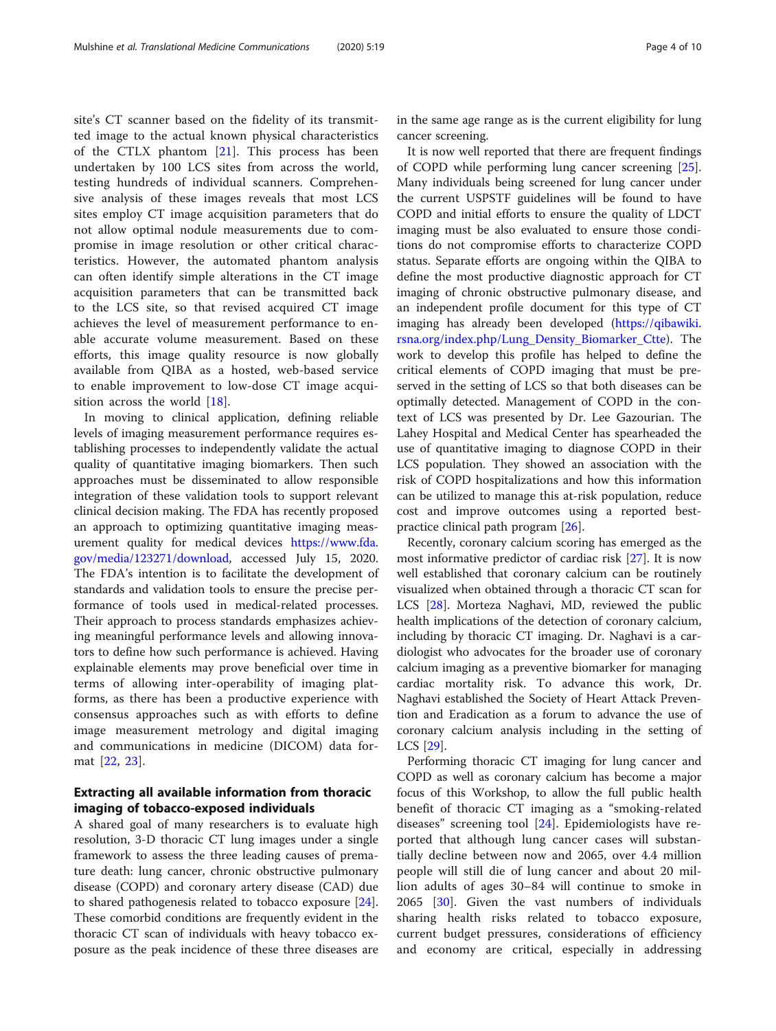site's CT scanner based on the fidelity of its transmitted image to the actual known physical characteristics of the CTLX phantom [21]. This process has been undertaken by 100 LCS sites from across the world, testing hundreds of individual scanners. Comprehensive analysis of these images reveals that most LCS sites employ CT image acquisition parameters that do not allow optimal nodule measurements due to compromise in image resolution or other critical characteristics. However, the automated phantom analysis can often identify simple alterations in the CT image acquisition parameters that can be transmitted back to the LCS site, so that revised acquired CT image achieves the level of measurement performance to enable accurate volume measurement. Based on these efforts, this image quality resource is now globally available from QIBA as a hosted, web-based service to enable improvement to low-dose CT image acquisition across the world [18].

In moving to clinical application, defining reliable levels of imaging measurement performance requires establishing processes to independently validate the actual quality of quantitative imaging biomarkers. Then such approaches must be disseminated to allow responsible integration of these validation tools to support relevant clinical decision making. The FDA has recently proposed an approach to optimizing quantitative imaging measurement quality for medical devices https://www.fda.gov/media/123271/download, accessed July 15, 2020. The FDA's intention is to facilitate the development of standards and validation tools to ensure the precise performance of tools used in medical-related processes. Their approach to process standards emphasizes achieving meaningful performance levels and allowing innovators to define how such performance is achieved. Having explainable elements may prove beneficial over time in terms of allowing inter-operability of imaging platforms, as there has been a productive experience with consensus approaches such as with efforts to define image measurement metrology and digital imaging and communications in medicine (DICOM) data format [22, 23].

## Extracting all available information from thoracic imaging of tobacco-exposed individuals

A shared goal of many researchers is to evaluate high resolution, 3-D thoracic CT lung images under a single framework to assess the three leading causes of premature death: lung cancer, chronic obstructive pulmonary disease (COPD) and coronary artery disease (CAD) due to shared pathogenesis related to tobacco exposure [24]. These comorbid conditions are frequently evident in the thoracic CT scan of individuals with heavy tobacco exposure as the peak incidence of these three diseases are in the same age range as is the current eligibility for lung cancer screening.

It is now well reported that there are frequent findings of COPD while performing lung cancer screening [25]. Many individuals being screened for lung cancer under the current USPSTF guidelines will be found to have COPD and initial efforts to ensure the quality of LDCT imaging must be also evaluated to ensure those conditions do not compromise efforts to characterize COPD status. Separate efforts are ongoing within the QIBA to define the most productive diagnostic approach for CT imaging of chronic obstructive pulmonary disease, and an independent profile document for this type of CT imaging has already been developed (https://qibawiki.rsna.org/index.php/Lung_Density_Biomarker_Ctte). The work to develop this profile has helped to define the critical elements of COPD imaging that must be preserved in the setting of LCS so that both diseases can be optimally detected. Management of COPD in the context of LCS was presented by Dr. Lee Gazourian. The Lahey Hospital and Medical Center has spearheaded the use of quantitative imaging to diagnose COPD in their LCS population. They showed an association with the risk of COPD hospitalizations and how this information can be utilized to manage this at-risk population, reduce cost and improve outcomes using a reported best-practice clinical path program [26].

Recently, coronary calcium scoring has emerged as the most informative predictor of cardiac risk [27]. It is now well established that coronary calcium can be routinely visualized when obtained through a thoracic CT scan for LCS [28]. Morteza Naghavi, MD, reviewed the public health implications of the detection of coronary calcium, including by thoracic CT imaging. Dr. Naghavi is a cardiologist who advocates for the broader use of coronary calcium imaging as a preventive biomarker for managing cardiac mortality risk. To advance this work, Dr. Naghavi established the Society of Heart Attack Prevention and Eradication as a forum to advance the use of coronary calcium analysis including in the setting of LCS [29].

Performing thoracic CT imaging for lung cancer and COPD as well as coronary calcium has become a major focus of this Workshop, to allow the full public health benefit of thoracic CT imaging as a "smoking-related diseases" screening tool [24]. Epidemiologists have reported that although lung cancer cases will substantially decline between now and 2065, over 4.4 million people will still die of lung cancer and about 20 million adults of ages 30–84 will continue to smoke in 2065 [30]. Given the vast numbers of individuals sharing health risks related to tobacco exposure, current budget pressures, considerations of efficiency and economy are critical, especially in addressing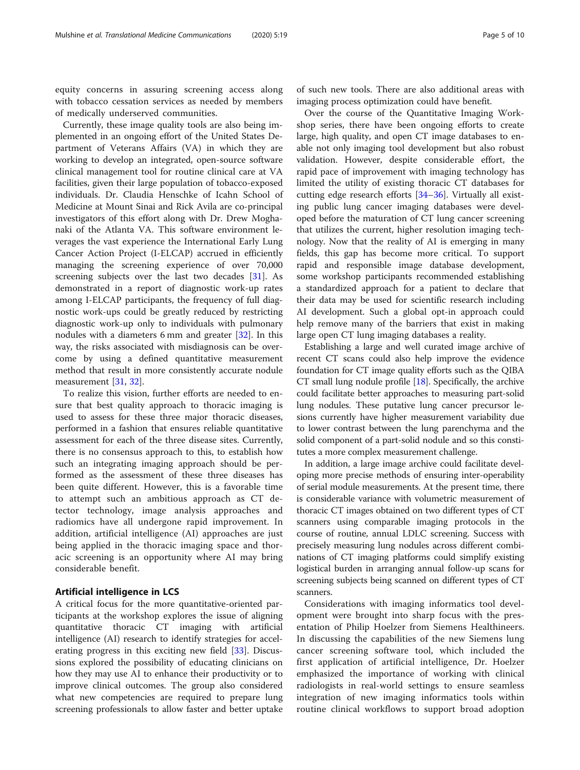equity concerns in assuring screening access along with tobacco cessation services as needed by members of medically underserved communities.

Currently, these image quality tools are also being implemented in an ongoing effort of the United States Department of Veterans Affairs (VA) in which they are working to develop an integrated, open-source software clinical management tool for routine clinical care at VA facilities, given their large population of tobacco-exposed individuals. Dr. Claudia Henschke of Icahn School of Medicine at Mount Sinai and Rick Avila are co-principal investigators of this effort along with Dr. Drew Moghanaki of the Atlanta VA. This software environment leverages the vast experience the International Early Lung Cancer Action Project (I-ELCAP) accrued in efficiently managing the screening experience of over 70,000 screening subjects over the last two decades [31]. As demonstrated in a report of diagnostic work-up rates among I-ELCAP participants, the frequency of full diagnostic work-ups could be greatly reduced by restricting diagnostic work-up only to individuals with pulmonary nodules with a diameters 6 mm and greater [32]. In this way, the risks associated with misdiagnosis can be overcome by using a defined quantitative measurement method that result in more consistently accurate nodule measurement [31, 32].

To realize this vision, further efforts are needed to ensure that best quality approach to thoracic imaging is used to assess for these three major thoracic diseases, performed in a fashion that ensures reliable quantitative assessment for each of the three disease sites. Currently, there is no consensus approach to this, to establish how such an integrating imaging approach should be performed as the assessment of these three diseases has been quite different. However, this is a favorable time to attempt such an ambitious approach as CT detector technology, image analysis approaches and radiomics have all undergone rapid improvement. In addition, artificial intelligence (AI) approaches are just being applied in the thoracic imaging space and thoracic screening is an opportunity where AI may bring considerable benefit.

## Artificial intelligence in LCS

A critical focus for the more quantitative-oriented participants at the workshop explores the issue of aligning quantitative thoracic CT imaging with artificial intelligence (AI) research to identify strategies for accelerating progress in this exciting new field [33]. Discussions explored the possibility of educating clinicians on how they may use AI to enhance their productivity or to improve clinical outcomes. The group also considered what new competencies are required to prepare lung screening professionals to allow faster and better uptake of such new tools. There are also additional areas with imaging process optimization could have benefit.

Over the course of the Quantitative Imaging Workshop series, there have been ongoing efforts to create large, high quality, and open CT image databases to enable not only imaging tool development but also robust validation. However, despite considerable effort, the rapid pace of improvement with imaging technology has limited the utility of existing thoracic CT databases for cutting edge research efforts [34–36]. Virtually all existing public lung cancer imaging databases were developed before the maturation of CT lung cancer screening that utilizes the current, higher resolution imaging technology. Now that the reality of AI is emerging in many fields, this gap has become more critical. To support rapid and responsible image database development, some workshop participants recommended establishing a standardized approach for a patient to declare that their data may be used for scientific research including AI development. Such a global opt-in approach could help remove many of the barriers that exist in making large open CT lung imaging databases a reality.

Establishing a large and well curated image archive of recent CT scans could also help improve the evidence foundation for CT image quality efforts such as the QIBA CT small lung nodule profile [18]. Specifically, the archive could facilitate better approaches to measuring part-solid lung nodules. These putative lung cancer precursor lesions currently have higher measurement variability due to lower contrast between the lung parenchyma and the solid component of a part-solid nodule and so this constitutes a more complex measurement challenge.

In addition, a large image archive could facilitate developing more precise methods of ensuring inter-operability of serial module measurements. At the present time, there is considerable variance with volumetric measurement of thoracic CT images obtained on two different types of CT scanners using comparable imaging protocols in the course of routine, annual LDLC screening. Success with precisely measuring lung nodules across different combinations of CT imaging platforms could simplify existing logistical burden in arranging annual follow-up scans for screening subjects being scanned on different types of CT scanners.

Considerations with imaging informatics tool development were brought into sharp focus with the presentation of Philip Hoelzer from Siemens Healthineers. In discussing the capabilities of the new Siemens lung cancer screening software tool, which included the first application of artificial intelligence, Dr. Hoelzer emphasized the importance of working with clinical radiologists in real-world settings to ensure seamless integration of new imaging informatics tools within routine clinical workflows to support broad adoption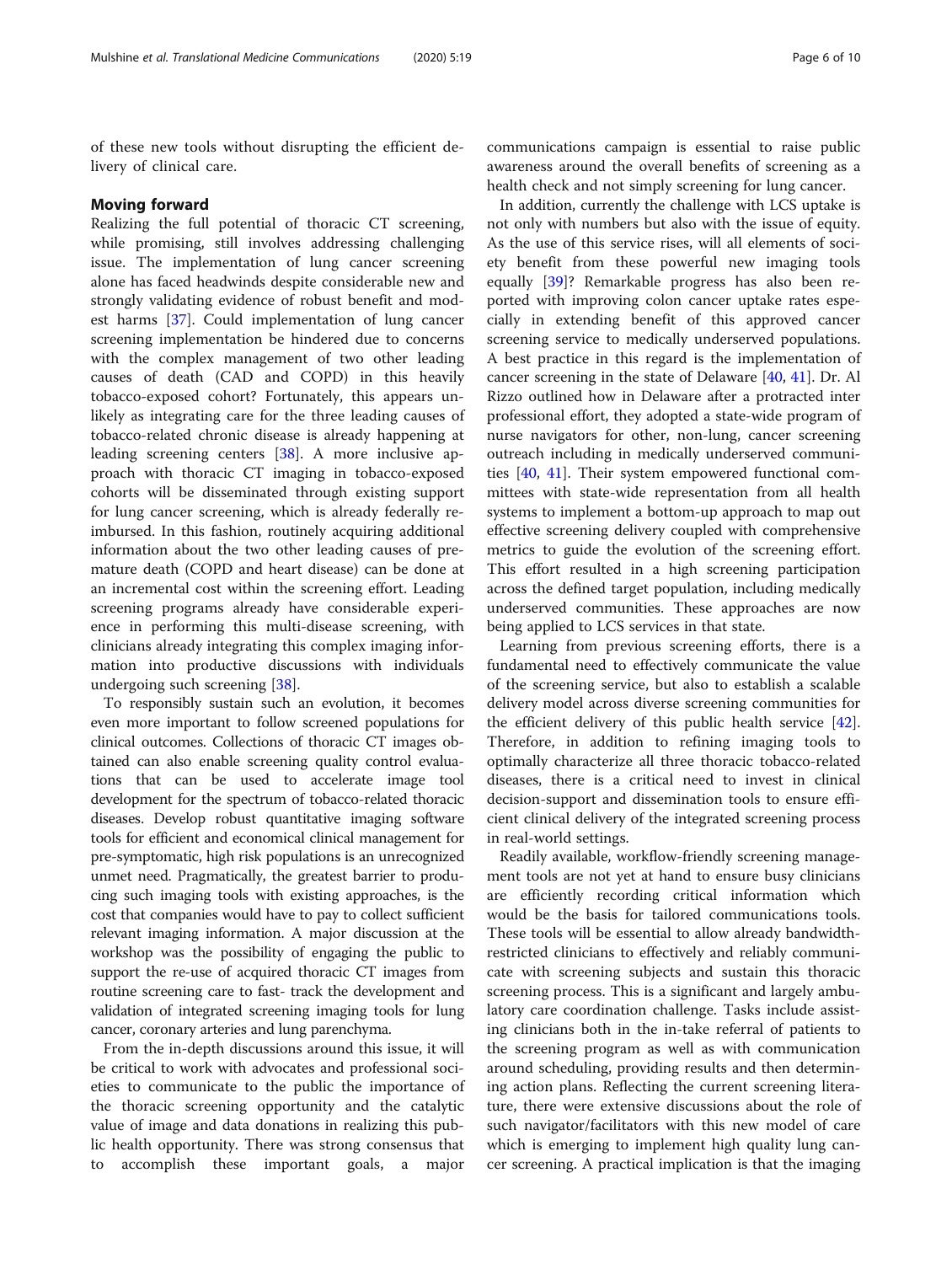of these new tools without disrupting the efficient delivery of clinical care.

## Moving forward

Realizing the full potential of thoracic CT screening, while promising, still involves addressing challenging issue. The implementation of lung cancer screening alone has faced headwinds despite considerable new and strongly validating evidence of robust benefit and modest harms [37]. Could implementation of lung cancer screening implementation be hindered due to concerns with the complex management of two other leading causes of death (CAD and COPD) in this heavily tobacco-exposed cohort? Fortunately, this appears unlikely as integrating care for the three leading causes of tobacco-related chronic disease is already happening at leading screening centers [38]. A more inclusive approach with thoracic CT imaging in tobacco-exposed cohorts will be disseminated through existing support for lung cancer screening, which is already federally reimbursed. In this fashion, routinely acquiring additional information about the two other leading causes of premature death (COPD and heart disease) can be done at an incremental cost within the screening effort. Leading screening programs already have considerable experience in performing this multi-disease screening, with clinicians already integrating this complex imaging information into productive discussions with individuals undergoing such screening [38].

To responsibly sustain such an evolution, it becomes even more important to follow screened populations for clinical outcomes. Collections of thoracic CT images obtained can also enable screening quality control evaluations that can be used to accelerate image tool development for the spectrum of tobacco-related thoracic diseases. Develop robust quantitative imaging software tools for efficient and economical clinical management for pre-symptomatic, high risk populations is an unrecognized unmet need. Pragmatically, the greatest barrier to producing such imaging tools with existing approaches, is the cost that companies would have to pay to collect sufficient relevant imaging information. A major discussion at the workshop was the possibility of engaging the public to support the re-use of acquired thoracic CT images from routine screening care to fast- track the development and validation of integrated screening imaging tools for lung cancer, coronary arteries and lung parenchyma.

From the in-depth discussions around this issue, it will be critical to work with advocates and professional societies to communicate to the public the importance of the thoracic screening opportunity and the catalytic value of image and data donations in realizing this public health opportunity. There was strong consensus that to accomplish these important goals, a major communications campaign is essential to raise public awareness around the overall benefits of screening as a health check and not simply screening for lung cancer.

In addition, currently the challenge with LCS uptake is not only with numbers but also with the issue of equity. As the use of this service rises, will all elements of society benefit from these powerful new imaging tools equally [39]? Remarkable progress has also been reported with improving colon cancer uptake rates especially in extending benefit of this approved cancer screening service to medically underserved populations. A best practice in this regard is the implementation of cancer screening in the state of Delaware [40, 41]. Dr. Al Rizzo outlined how in Delaware after a protracted inter professional effort, they adopted a state-wide program of nurse navigators for other, non-lung, cancer screening outreach including in medically underserved communities [40, 41]. Their system empowered functional committees with state-wide representation from all health systems to implement a bottom-up approach to map out effective screening delivery coupled with comprehensive metrics to guide the evolution of the screening effort. This effort resulted in a high screening participation across the defined target population, including medically underserved communities. These approaches are now being applied to LCS services in that state.

Learning from previous screening efforts, there is a fundamental need to effectively communicate the value of the screening service, but also to establish a scalable delivery model across diverse screening communities for the efficient delivery of this public health service [42]. Therefore, in addition to refining imaging tools to optimally characterize all three thoracic tobacco-related diseases, there is a critical need to invest in clinical decision-support and dissemination tools to ensure efficient clinical delivery of the integrated screening process in real-world settings.

Readily available, workflow-friendly screening management tools are not yet at hand to ensure busy clinicians are efficiently recording critical information which would be the basis for tailored communications tools. These tools will be essential to allow already bandwidth-restricted clinicians to effectively and reliably communicate with screening subjects and sustain this thoracic screening process. This is a significant and largely ambulatory care coordination challenge. Tasks include assisting clinicians both in the in-take referral of patients to the screening program as well as with communication around scheduling, providing results and then determining action plans. Reflecting the current screening literature, there were extensive discussions about the role of such navigator/facilitators with this new model of care which is emerging to implement high quality lung cancer screening. A practical implication is that the imaging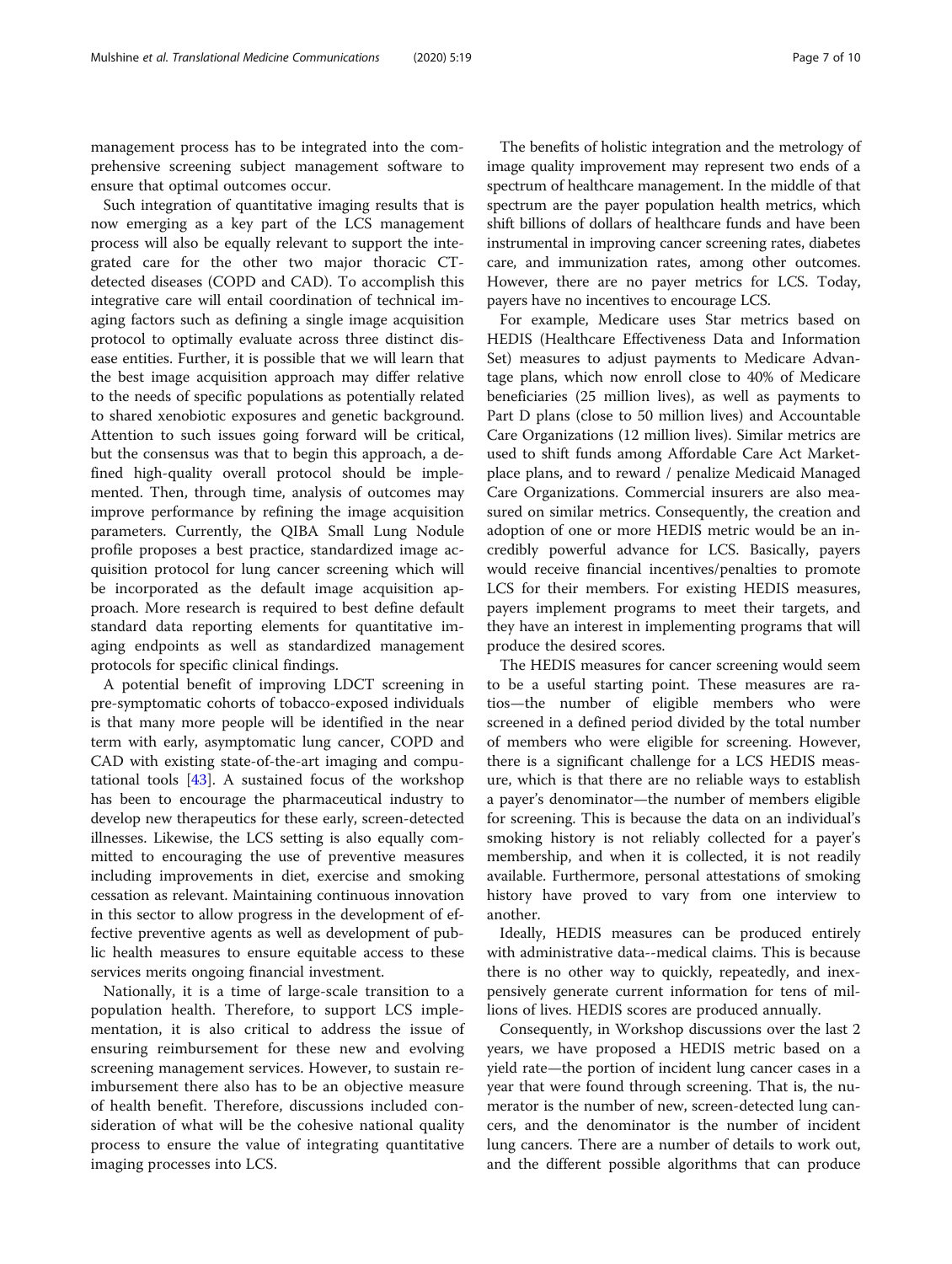management process has to be integrated into the comprehensive screening subject management software to ensure that optimal outcomes occur.

Such integration of quantitative imaging results that is now emerging as a key part of the LCS management process will also be equally relevant to support the integrated care for the other two major thoracic CT-detected diseases (COPD and CAD). To accomplish this integrative care will entail coordination of technical imaging factors such as defining a single image acquisition protocol to optimally evaluate across three distinct disease entities. Further, it is possible that we will learn that the best image acquisition approach may differ relative to the needs of specific populations as potentially related to shared xenobiotic exposures and genetic background. Attention to such issues going forward will be critical, but the consensus was that to begin this approach, a defined high-quality overall protocol should be implemented. Then, through time, analysis of outcomes may improve performance by refining the image acquisition parameters. Currently, the QIBA Small Lung Nodule profile proposes a best practice, standardized image acquisition protocol for lung cancer screening which will be incorporated as the default image acquisition approach. More research is required to best define default standard data reporting elements for quantitative imaging endpoints as well as standardized management protocols for specific clinical findings.

A potential benefit of improving LDCT screening in pre-symptomatic cohorts of tobacco-exposed individuals is that many more people will be identified in the near term with early, asymptomatic lung cancer, COPD and CAD with existing state-of-the-art imaging and computational tools [43]. A sustained focus of the workshop has been to encourage the pharmaceutical industry to develop new therapeutics for these early, screen-detected illnesses. Likewise, the LCS setting is also equally committed to encouraging the use of preventive measures including improvements in diet, exercise and smoking cessation as relevant. Maintaining continuous innovation in this sector to allow progress in the development of effective preventive agents as well as development of public health measures to ensure equitable access to these services merits ongoing financial investment.

Nationally, it is a time of large-scale transition to a population health. Therefore, to support LCS implementation, it is also critical to address the issue of ensuring reimbursement for these new and evolving screening management services. However, to sustain reimbursement there also has to be an objective measure of health benefit. Therefore, discussions included consideration of what will be the cohesive national quality process to ensure the value of integrating quantitative imaging processes into LCS.

The benefits of holistic integration and the metrology of image quality improvement may represent two ends of a spectrum of healthcare management. In the middle of that spectrum are the payer population health metrics, which shift billions of dollars of healthcare funds and have been instrumental in improving cancer screening rates, diabetes care, and immunization rates, among other outcomes. However, there are no payer metrics for LCS. Today, payers have no incentives to encourage LCS.

For example, Medicare uses Star metrics based on HEDIS (Healthcare Effectiveness Data and Information Set) measures to adjust payments to Medicare Advantage plans, which now enroll close to 40% of Medicare beneficiaries (25 million lives), as well as payments to Part D plans (close to 50 million lives) and Accountable Care Organizations (12 million lives). Similar metrics are used to shift funds among Affordable Care Act Marketplace plans, and to reward / penalize Medicaid Managed Care Organizations. Commercial insurers are also measured on similar metrics. Consequently, the creation and adoption of one or more HEDIS metric would be an incredibly powerful advance for LCS. Basically, payers would receive financial incentives/penalties to promote LCS for their members. For existing HEDIS measures, payers implement programs to meet their targets, and they have an interest in implementing programs that will produce the desired scores.

The HEDIS measures for cancer screening would seem to be a useful starting point. These measures are ratios—the number of eligible members who were screened in a defined period divided by the total number of members who were eligible for screening. However, there is a significant challenge for a LCS HEDIS measure, which is that there are no reliable ways to establish a payer's denominator—the number of members eligible for screening. This is because the data on an individual's smoking history is not reliably collected for a payer's membership, and when it is collected, it is not readily available. Furthermore, personal attestations of smoking history have proved to vary from one interview to another.

Ideally, HEDIS measures can be produced entirely with administrative data--medical claims. This is because there is no other way to quickly, repeatedly, and inexpensively generate current information for tens of millions of lives. HEDIS scores are produced annually.

Consequently, in Workshop discussions over the last 2 years, we have proposed a HEDIS metric based on a yield rate—the portion of incident lung cancer cases in a year that were found through screening. That is, the numerator is the number of new, screen-detected lung cancers, and the denominator is the number of incident lung cancers. There are a number of details to work out, and the different possible algorithms that can produce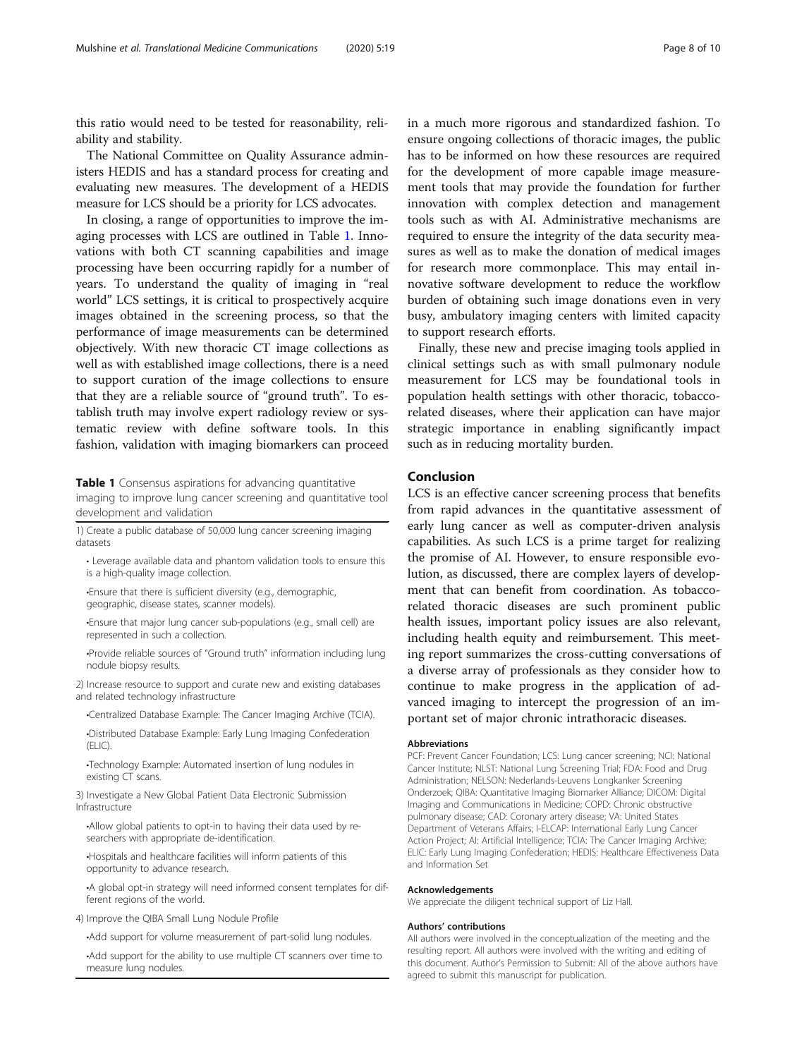this ratio would need to be tested for reasonability, reliability and stability.

The National Committee on Quality Assurance administers HEDIS and has a standard process for creating and evaluating new measures. The development of a HEDIS measure for LCS should be a priority for LCS advocates.

In closing, a range of opportunities to improve the imaging processes with LCS are outlined in Table 1. Innovations with both CT scanning capabilities and image processing have been occurring rapidly for a number of years. To understand the quality of imaging in "real world" LCS settings, it is critical to prospectively acquire images obtained in the screening process, so that the performance of image measurements can be determined objectively. With new thoracic CT image collections as well as with established image collections, there is a need to support curation of the image collections to ensure that they are a reliable source of "ground truth". To establish truth may involve expert radiology review or systematic review with define software tools. In this fashion, validation with imaging biomarkers can proceed in a much more rigorous and standardized fashion. To ensure ongoing collections of thoracic images, the public has to be informed on how these resources are required for the development of more capable image measurement tools that may provide the foundation for further innovation with complex detection and management tools such as with AI. Administrative mechanisms are required to ensure the integrity of the data security measures as well as to make the donation of medical images for research more commonplace. This may entail innovative software development to reduce the workflow burden of obtaining such image donations even in very busy, ambulatory imaging centers with limited capacity to support research efforts.

Finally, these new and precise imaging tools applied in clinical settings such as with small pulmonary nodule measurement for LCS may be foundational tools in population health settings with other thoracic, tobacco-related diseases, where their application can have major strategic importance in enabling significantly impact such as in reducing mortality burden.

**Table 1** Consensus aspirations for advancing quantitative imaging to improve lung cancer screening and quantitative tool development and validation

1) Create a public database of 50,000 lung cancer screening imaging datasets

- Leverage available data and phantom validation tools to ensure this is a high-quality image collection.
- Ensure that there is sufficient diversity (e.g., demographic, geographic, disease states, scanner models).
- Ensure that major lung cancer sub-populations (e.g., small cell) are represented in such a collection.
- Provide reliable sources of "Ground truth" information including lung nodule biopsy results.

2) Increase resource to support and curate new and existing databases and related technology infrastructure

- Centralized Database Example: The Cancer Imaging Archive (TCIA).
- Distributed Database Example: Early Lung Imaging Confederation (ELIC).
- Technology Example: Automated insertion of lung nodules in existing CT scans.

3) Investigate a New Global Patient Data Electronic Submission Infrastructure

- Allow global patients to opt-in to having their data used by researchers with appropriate de-identification.
- Hospitals and healthcare facilities will inform patients of this opportunity to advance research.
- A global opt-in strategy will need informed consent templates for different regions of the world.

4) Improve the QIBA Small Lung Nodule Profile

- Add support for volume measurement of part-solid lung nodules.
- Add support for the ability to use multiple CT scanners over time to measure lung nodules.

## Conclusion

LCS is an effective cancer screening process that benefits from rapid advances in the quantitative assessment of early lung cancer as well as computer-driven analysis capabilities. As such LCS is a prime target for realizing the promise of AI. However, to ensure responsible evolution, as discussed, there are complex layers of development that can benefit from coordination. As tobacco-related thoracic diseases are such prominent public health issues, important policy issues are also relevant, including health equity and reimbursement. This meeting report summarizes the cross-cutting conversations of a diverse array of professionals as they consider how to continue to make progress in the application of advanced imaging to intercept the progression of an important set of major chronic intrathoracic diseases.

#### Abbreviations

PCF: Prevent Cancer Foundation; LCS: Lung cancer screening; NCI: National Cancer Institute; NLST: National Lung Screening Trial; FDA: Food and Drug Administration; NELSON: Nederlands-Leuvens Longkanker Screening Onderzoek; QIBA: Quantitative Imaging Biomarker Alliance; DICOM: Digital Imaging and Communications in Medicine; COPD: Chronic obstructive pulmonary disease; CAD: Coronary artery disease; VA: United States Department of Veterans Affairs; I-ELCAP: International Early Lung Cancer Action Project; AI: Artificial Intelligence; TCIA: The Cancer Imaging Archive; ELIC: Early Lung Imaging Confederation; HEDIS: Healthcare Effectiveness Data and Information Set

#### Acknowledgements

We appreciate the diligent technical support of Liz Hall.

#### Authors' contributions

All authors were involved in the conceptualization of the meeting and the resulting report. All authors were involved with the writing and editing of this document. Author's Permission to Submit: All of the above authors have agreed to submit this manuscript for publication.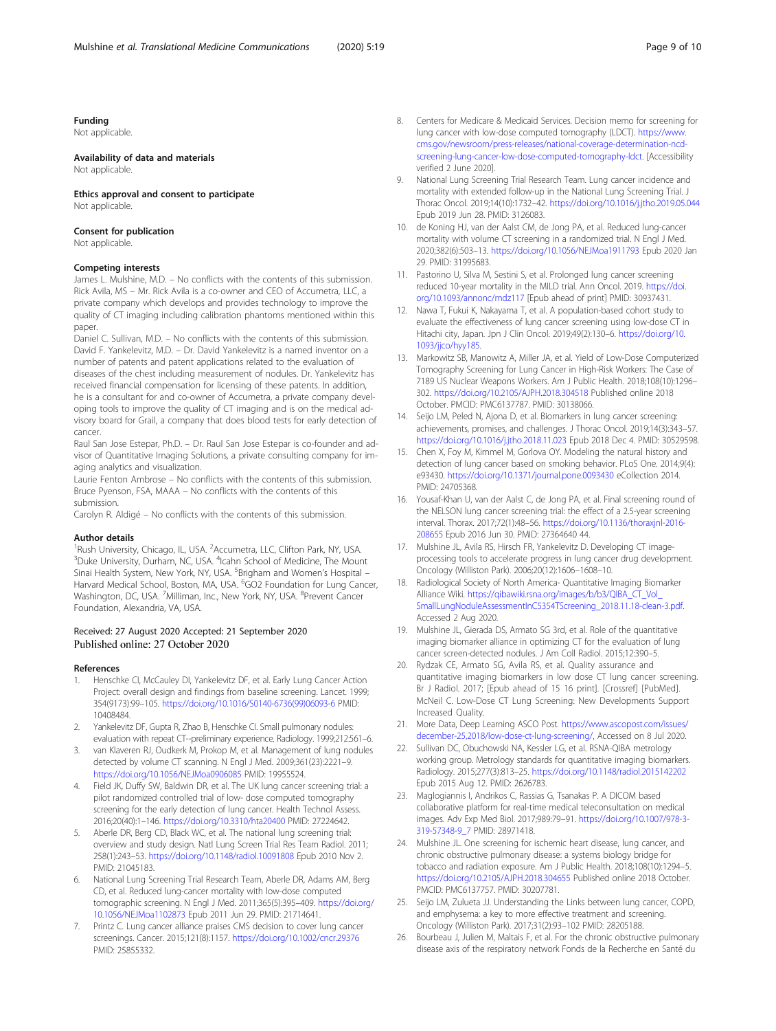### Funding

Not applicable.

### Availability of data and materials

Not applicable.

### Ethics approval and consent to participate

Not applicable.

### Consent for publication

Not applicable.

### Competing interests

James L. Mulshine, M.D. – No conflicts with the contents of this submission.
Rick Avila, MS – Mr. Rick Avila is a co-owner and CEO of Accumetra, LLC, a private company which develops and provides technology to improve the quality of CT imaging including calibration phantoms mentioned within this paper.
Daniel C. Sullivan, M.D. – No conflicts with the contents of this submission.
David F. Yankelevitz, M.D. – Dr. David Yankelevitz is a named inventor on a number of patents and patent applications related to the evaluation of diseases of the chest including measurement of nodules. Dr. Yankelevitz has received financial compensation for licensing of these patents. In addition, he is a consultant for and co-owner of Accumetra, a private company developing tools to improve the quality of CT imaging and is on the medical advisory board for Grail, a company that does blood tests for early detection of cancer.
Raul San Jose Estepar, Ph.D. – Dr. Raul San Jose Estepar is co-founder and advisor of Quantitative Imaging Solutions, a private consulting company for imaging analytics and visualization.
Laurie Fenton Ambrose – No conflicts with the contents of this submission.
Bruce Pyenson, FSA, MAAA – No conflicts with the contents of this submission.
Carolyn R. Aldigé – No conflicts with the contents of this submission.

### Author details

[1]Rush University, Chicago, IL, USA. [2]Accumetra, LLC, Clifton Park, NY, USA. [3]Duke University, Durham, NC, USA. [4]Icahn School of Medicine, The Mount Sinai Health System, New York, NY, USA. [5]Brigham and Women's Hospital – Harvard Medical School, Boston, MA, USA. [6]GO2 Foundation for Lung Cancer, Washington, DC, USA. [7]Milliman, Inc., New York, NY, USA. [8]Prevent Cancer Foundation, Alexandria, VA, USA.

Received: 27 August 2020 Accepted: 21 September 2020
Published online: 27 October 2020

### References

1. Henschke CI, McCauley DI, Yankelevitz DF, et al. Early Lung Cancer Action Project: overall design and findings from baseline screening. Lancet. 1999; 354(9173):99–105. https://doi.org/10.1016/S0140-6736(99)06093-6 PMID: 10408484.
2. Yankelevitz DF, Gupta R, Zhao B, Henschke CI. Small pulmonary nodules: evaluation with repeat CT--preliminary experience. Radiology. 1999;212:561–6.
3. van Klaveren RJ, Oudkerk M, Prokop M, et al. Management of lung nodules detected by volume CT scanning. N Engl J Med. 2009;361(23):2221–9. https://doi.org/10.1056/NEJMoa0906085 PMID: 19955524.
4. Field JK, Duffy SW, Baldwin DR, et al. The UK lung cancer screening trial: a pilot randomized controlled trial of low- dose computed tomography screening for the early detection of lung cancer. Health Technol Assess. 2016;20(40):1–146. https://doi.org/10.3310/hta20400 PMID: 27224642.
5. Aberle DR, Berg CD, Black WC, et al. The national lung screening trial: overview and study design. Natl Lung Screen Trial Res Team Radiol. 2011; 258(1):243–53. https://doi.org/10.1148/radiol.10091808 Epub 2010 Nov 2. PMID: 21045183.
6. National Lung Screening Trial Research Team, Aberle DR, Adams AM, Berg CD, et al. Reduced lung-cancer mortality with low-dose computed tomographic screening. N Engl J Med. 2011;365(5):395–409. https://doi.org/10.1056/NEJMoa1102873 Epub 2011 Jun 29. PMID: 21714641.
7. Printz C. Lung cancer alliance praises CMS decision to cover lung cancer screenings. Cancer. 2015;121(8):1157. https://doi.org/10.1002/cncr.29376 PMID: 25855332.
8. Centers for Medicare & Medicaid Services. Decision memo for screening for lung cancer with low-dose computed tomography (LDCT). https://www.cms.gov/newsroom/press-releases/national-coverage-determination-ncd-screening-lung-cancer-low-dose-computed-tomography-ldct. [Accessibility verified 2 June 2020].
9. National Lung Screening Trial Research Team. Lung cancer incidence and mortality with extended follow-up in the National Lung Screening Trial. J Thorac Oncol. 2019;14(10):1732–42. https://doi.org/10.1016/j.jtho.2019.05.044 Epub 2019 Jun 28. PMID: 3126083.
10. de Koning HJ, van der Aalst CM, de Jong PA, et al. Reduced lung-cancer mortality with volume CT screening in a randomized trial. N Engl J Med. 2020;382(6):503–13. https://doi.org/10.1056/NEJMoa1911793 Epub 2020 Jan 29. PMID: 31995683.
11. Pastorino U, Silva M, Sestini S, et al. Prolonged lung cancer screening reduced 10-year mortality in the MILD trial. Ann Oncol. 2019. https://doi.org/10.1093/annonc/mdz117 [Epub ahead of print] PMID: 30937431.
12. Nawa T, Fukui K, Nakayama T, et al. A population-based cohort study to evaluate the effectiveness of lung cancer screening using low-dose CT in Hitachi city, Japan. Jpn J Clin Oncol. 2019;49(2):130–6. https://doi.org/10.1093/jjco/hyy185.
13. Markowitz SB, Manowitz A, Miller JA, et al. Yield of Low-Dose Computerized Tomography Screening for Lung Cancer in High-Risk Workers: The Case of 7189 US Nuclear Weapons Workers. Am J Public Health. 2018;108(10):1296–302. https://doi.org/10.2105/AJPH.2018.304518 Published online 2018 October. PMCID: PMC6137787. PMID: 30138066.
14. Seijo LM, Peled N, Ajona D, et al. Biomarkers in lung cancer screening: achievements, promises, and challenges. J Thorac Oncol. 2019;14(3):343–57. https://doi.org/10.1016/j.jtho.2018.11.023 Epub 2018 Dec 4. PMID: 30529598.
15. Chen X, Foy M, Kimmel M, Gorlova OY. Modeling the natural history and detection of lung cancer based on smoking behavior. PLoS One. 2014;9(4): e93430. https://doi.org/10.1371/journal.pone.0093430 eCollection 2014. PMID: 24705368.
16. Yousaf-Khan U, van der Aalst C, de Jong PA, et al. Final screening round of the NELSON lung cancer screening trial: the effect of a 2.5-year screening interval. Thorax. 2017;72(1):48–56. https://doi.org/10.1136/thoraxjnl-2016-208655 Epub 2016 Jun 30. PMID: 27364640 44.
17. Mulshine JL, Avila RS, Hirsch FR, Yankelevitz D. Developing CT image-processing tools to accelerate progress in lung cancer drug development. Oncology (Williston Park). 2006;20(12):1606–1608–10.
18. Radiological Society of North America- Quantitative Imaging Biomarker Alliance Wiki. https://qibawiki.rsna.org/images/b/b3/QIBA_CT_Vol_SmallLungNoduleAssessmentInC5354TScreening_2018.11.18-clean-3.pdf. Accessed 2 Aug 2020.
19. Mulshine JL, Gierada DS, Armato SG 3rd, et al. Role of the quantitative imaging biomarker alliance in optimizing CT for the evaluation of lung cancer screen-detected nodules. J Am Coll Radiol. 2015;12:390–5.
20. Rydzak CE, Armato SG, Avila RS, et al. Quality assurance and quantitative imaging biomarkers in low dose CT lung cancer screening. Br J Radiol. 2017; [Epub ahead of 15 16 print]. [Crossref] [PubMed]. McNeil C. Low-Dose CT Lung Screening: New Developments Support Increased Quality.
21. More Data, Deep Learning ASCO Post. https://www.ascopost.com/issues/december-25,2018/low-dose-ct-lung-screening/, Accessed on 8 Jul 2020.
22. Sullivan DC, Obuchowski NA, Kessler LG, et al. RSNA-QIBA metrology working group. Metrology standards for quantitative imaging biomarkers. Radiology. 2015;277(3):813–25. https://doi.org/10.1148/radiol.2015142202 Epub 2015 Aug 12. PMID: 2626783.
23. Maglogiannis I, Andrikos C, Rassias G, Tsanakas P. A DICOM based collaborative platform for real-time medical teleconsultation on medical images. Adv Exp Med Biol. 2017;989:79–91. https://doi.org/10.1007/978-3-319-57348-9_7 PMID: 28971418.
24. Mulshine JL. One screening for ischemic heart disease, lung cancer, and chronic obstructive pulmonary disease: a systems biology bridge for tobacco and radiation exposure. Am J Public Health. 2018;108(10):1294–5. https://doi.org/10.2105/AJPH.2018.304655 Published online 2018 October. PMCID: PMC6137757. PMID: 30207781.
25. Seijo LM, Zulueta JJ. Understanding the Links between lung cancer, COPD, and emphysema: a key to more effective treatment and screening. Oncology (Williston Park). 2017;31(2):93–102 PMID: 28205188.
26. Bourbeau J, Julien M, Maltais F, et al. For the chronic obstructive pulmonary disease axis of the respiratory network Fonds de la Recherche en Santé du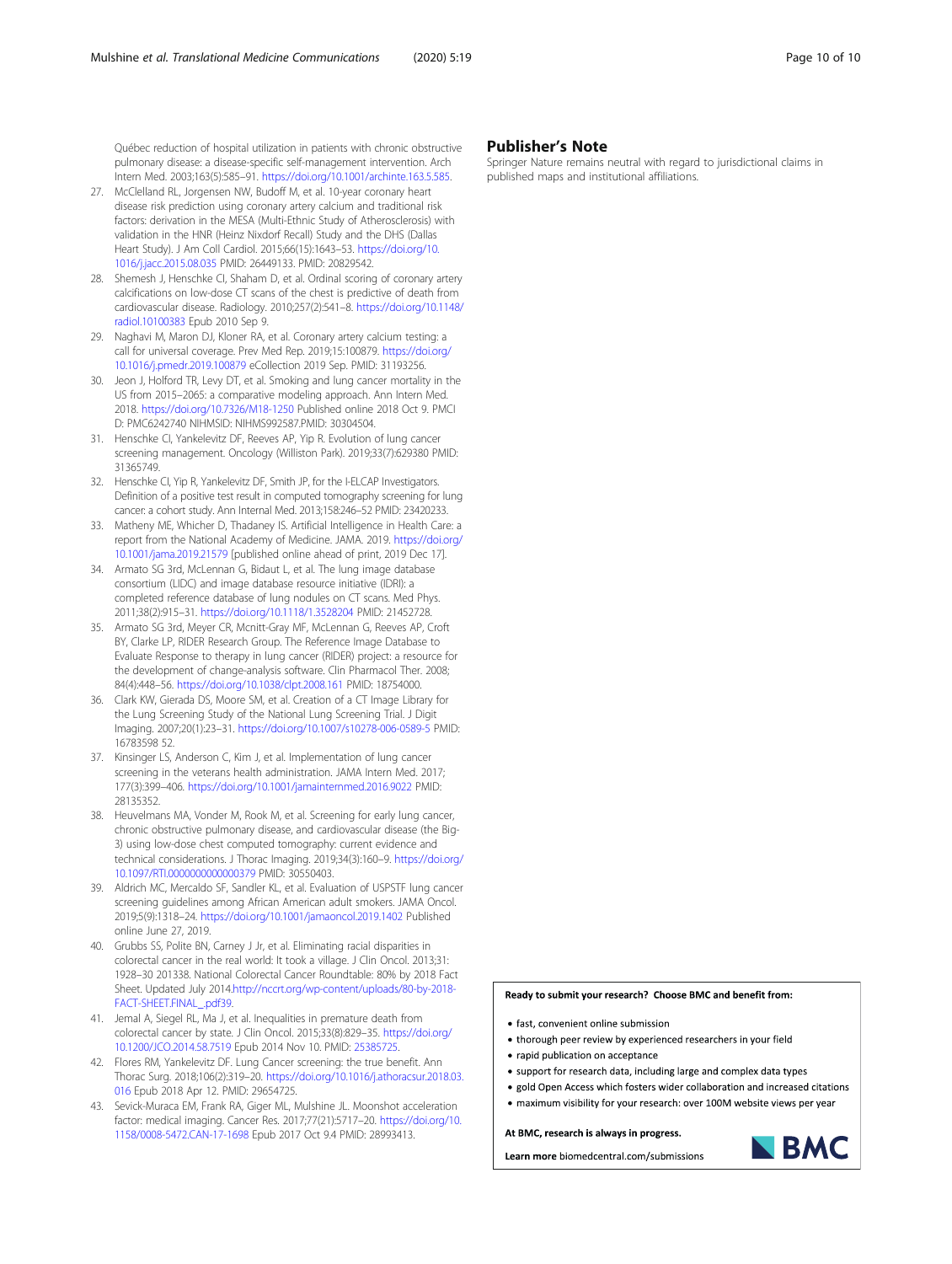Québec reduction of hospital utilization in patients with chronic obstructive pulmonary disease: a disease-specific self-management intervention. Arch Intern Med. 2003;163(5):585–91. https://doi.org/10.1001/archinte.163.5.585.

27. McClelland RL, Jorgensen NW, Budoff M, et al. 10-year coronary heart disease risk prediction using coronary artery calcium and traditional risk factors: derivation in the MESA (Multi-Ethnic Study of Atherosclerosis) with validation in the HNR (Heinz Nixdorf Recall) Study and the DHS (Dallas Heart Study). J Am Coll Cardiol. 2015;66(15):1643–53. https://doi.org/10.1016/j.jacc.2015.08.035 PMID: 26449133. PMID: 20829542.
28. Shemesh J, Henschke CI, Shaham D, et al. Ordinal scoring of coronary artery calcifications on low-dose CT scans of the chest is predictive of death from cardiovascular disease. Radiology. 2010;257(2):541–8. https://doi.org/10.1148/radiol.10100383 Epub 2010 Sep 9.
29. Naghavi M, Maron DJ, Kloner RA, et al. Coronary artery calcium testing: a call for universal coverage. Prev Med Rep. 2019;15:100879. https://doi.org/10.1016/j.pmedr.2019.100879 eCollection 2019 Sep. PMID: 31193256.
30. Jeon J, Holford TR, Levy DT, et al. Smoking and lung cancer mortality in the US from 2015–2065: a comparative modeling approach. Ann Intern Med. 2018. https://doi.org/10.7326/M18-1250 Published online 2018 Oct 9. PMCID: PMC6242740 NIHMSID: NIHMS992587.PMID: 30304504.
31. Henschke CI, Yankelevitz DF, Reeves AP, Yip R. Evolution of lung cancer screening management. Oncology (Williston Park). 2019;33(7):629380 PMID: 31365749.
32. Henschke CI, Yip R, Yankelevitz DF, Smith JP, for the I-ELCAP Investigators. Definition of a positive test result in computed tomography screening for lung cancer: a cohort study. Ann Internal Med. 2013;158:246–52 PMID: 23420233.
33. Matheny ME, Whicher D, Thadaney IS. Artificial Intelligence in Health Care: a report from the National Academy of Medicine. JAMA. 2019. https://doi.org/10.1001/jama.2019.21579 [published online ahead of print, 2019 Dec 17].
34. Armato SG 3rd, McLennan G, Bidaut L, et al. The lung image database consortium (LIDC) and image database resource initiative (IDRI): a completed reference database of lung nodules on CT scans. Med Phys. 2011;38(2):915–31. https://doi.org/10.1118/1.3528204 PMID: 21452728.
35. Armato SG 3rd, Meyer CR, Mcnitt-Gray MF, McLennan G, Reeves AP, Croft BY, Clarke LP, RIDER Research Group. The Reference Image Database to Evaluate Response to therapy in lung cancer (RIDER) project: a resource for the development of change-analysis software. Clin Pharmacol Ther. 2008; 84(4):448–56. https://doi.org/10.1038/clpt.2008.161 PMID: 18754000.
36. Clark KW, Gierada DS, Moore SM, et al. Creation of a CT Image Library for the Lung Screening Study of the National Lung Screening Trial. J Digit Imaging. 2007;20(1):23–31. https://doi.org/10.1007/s10278-006-0589-5 PMID: 16783598 52.
37. Kinsinger LS, Anderson C, Kim J, et al. Implementation of lung cancer screening in the veterans health administration. JAMA Intern Med. 2017; 177(3):399–406. https://doi.org/10.1001/jamainternmed.2016.9022 PMID: 28135352.
38. Heuvelmans MA, Vonder M, Rook M, et al. Screening for early lung cancer, chronic obstructive pulmonary disease, and cardiovascular disease (the Big-3) using low-dose chest computed tomography: current evidence and technical considerations. J Thorac Imaging. 2019;34(3):160–9. https://doi.org/10.1097/RTI.0000000000000379 PMID: 30550403.
39. Aldrich MC, Mercaldo SF, Sandler KL, et al. Evaluation of USPSTF lung cancer screening guidelines among African American adult smokers. JAMA Oncol. 2019;5(9):1318–24. https://doi.org/10.1001/jamaoncol.2019.1402 Published online June 27, 2019.
40. Grubbs SS, Polite BN, Carney J Jr, et al. Eliminating racial disparities in colorectal cancer in the real world: It took a village. J Clin Oncol. 2013;31: 1928–30 201338. National Colorectal Cancer Roundtable: 80% by 2018 Fact Sheet. Updated July 2014.http://nccrt.org/wp-content/uploads/80-by-2018-FACT-SHEET.FINAL_.pdf39.
41. Jemal A, Siegel RL, Ma J, et al. Inequalities in premature death from colorectal cancer by state. J Clin Oncol. 2015;33(8):829–35. https://doi.org/10.1200/JCO.2014.58.7519 Epub 2014 Nov 10. PMID: 25385725.
42. Flores RM, Yankelevitz DF. Lung Cancer screening: the true benefit. Ann Thorac Surg. 2018;106(2):319–20. https://doi.org/10.1016/j.athoracsur.2018.03.016 Epub 2018 Apr 12. PMID: 29654725.
43. Sevick-Muraca EM, Frank RA, Giger ML, Mulshine JL. Moonshot acceleration factor: medical imaging. Cancer Res. 2017;77(21):5717–20. https://doi.org/10.1158/0008-5472.CAN-17-1698 Epub 2017 Oct 9.4 PMID: 28993413.

## Publisher's Note

Springer Nature remains neutral with regard to jurisdictional claims in published maps and institutional affiliations.

**Ready to submit your research? Choose BMC and benefit from:**

- fast, convenient online submission
- thorough peer review by experienced researchers in your field
- rapid publication on acceptance
- support for research data, including large and complex data types
- gold Open Access which fosters wider collaboration and increased citations
- maximum visibility for your research: over 100M website views per year

**At BMC, research is always in progress.**

**Learn more** biomedcentral.com/submissions

BMC